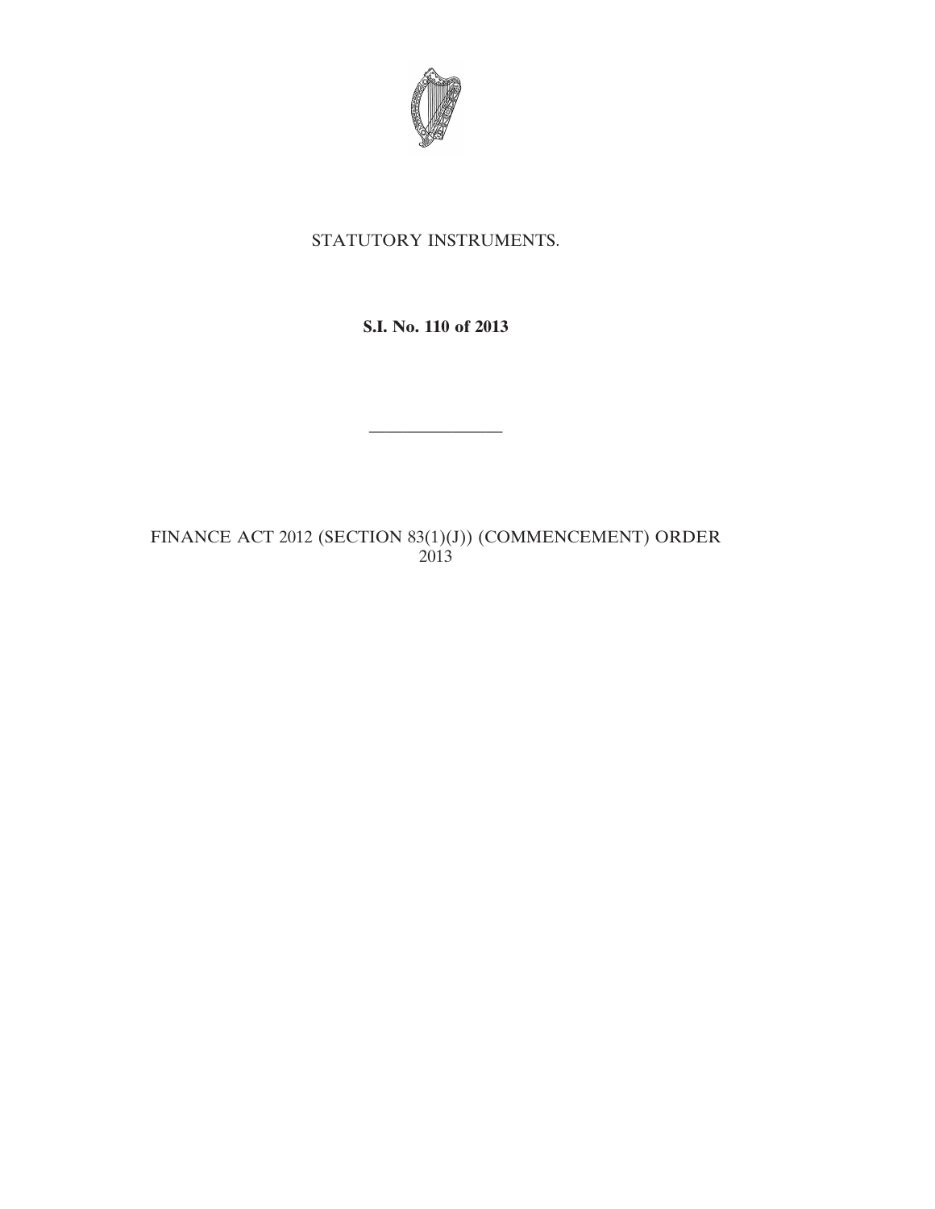STATUTORY INSTRUMENTS.

**S.I. No. 110 of 2013**

---

FINANCE ACT 2012 (SECTION 83(1)(J)) (COMMENCEMENT) ORDER 2013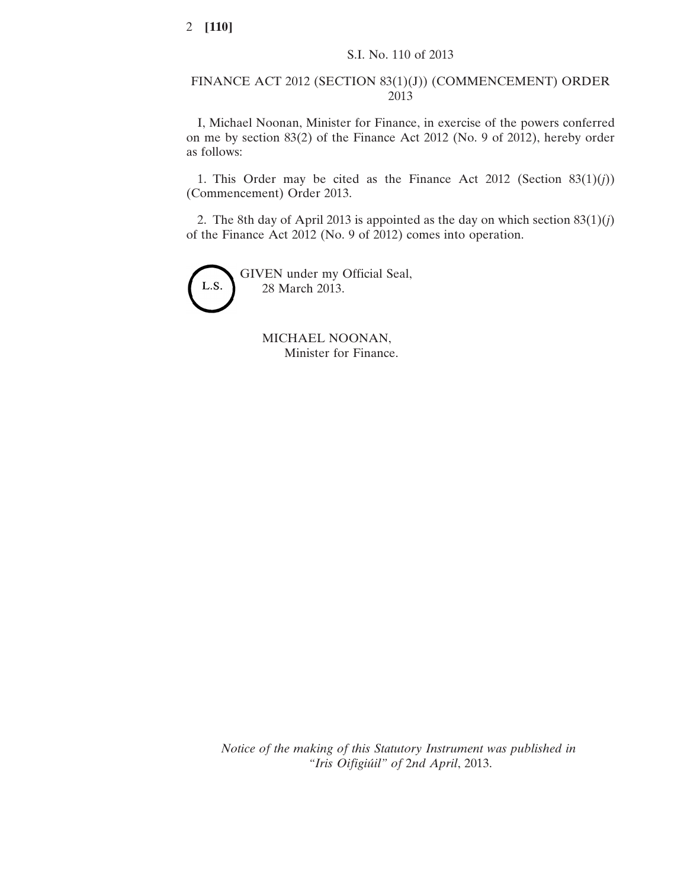S.I. No. 110 of 2013

# FINANCE ACT 2012 (SECTION 83(1)(J)) (COMMENCEMENT) ORDER 2013

I, Michael Noonan, Minister for Finance, in exercise of the powers conferred on me by section 83(2) of the Finance Act 2012 (No. 9 of 2012), hereby order as follows:

1. This Order may be cited as the Finance Act 2012 (Section 83(1)(*j*)) (Commencement) Order 2013.

2. The 8th day of April 2013 is appointed as the day on which section 83(1)(*j*) of the Finance Act 2012 (No. 9 of 2012) comes into operation.

L.S.

GIVEN under my Official Seal,
28 March 2013.

MICHAEL NOONAN,
Minister for Finance.

*Notice of the making of this Statutory Instrument was published in "Iris Oifigiúil" of* 2*nd April*, 2013.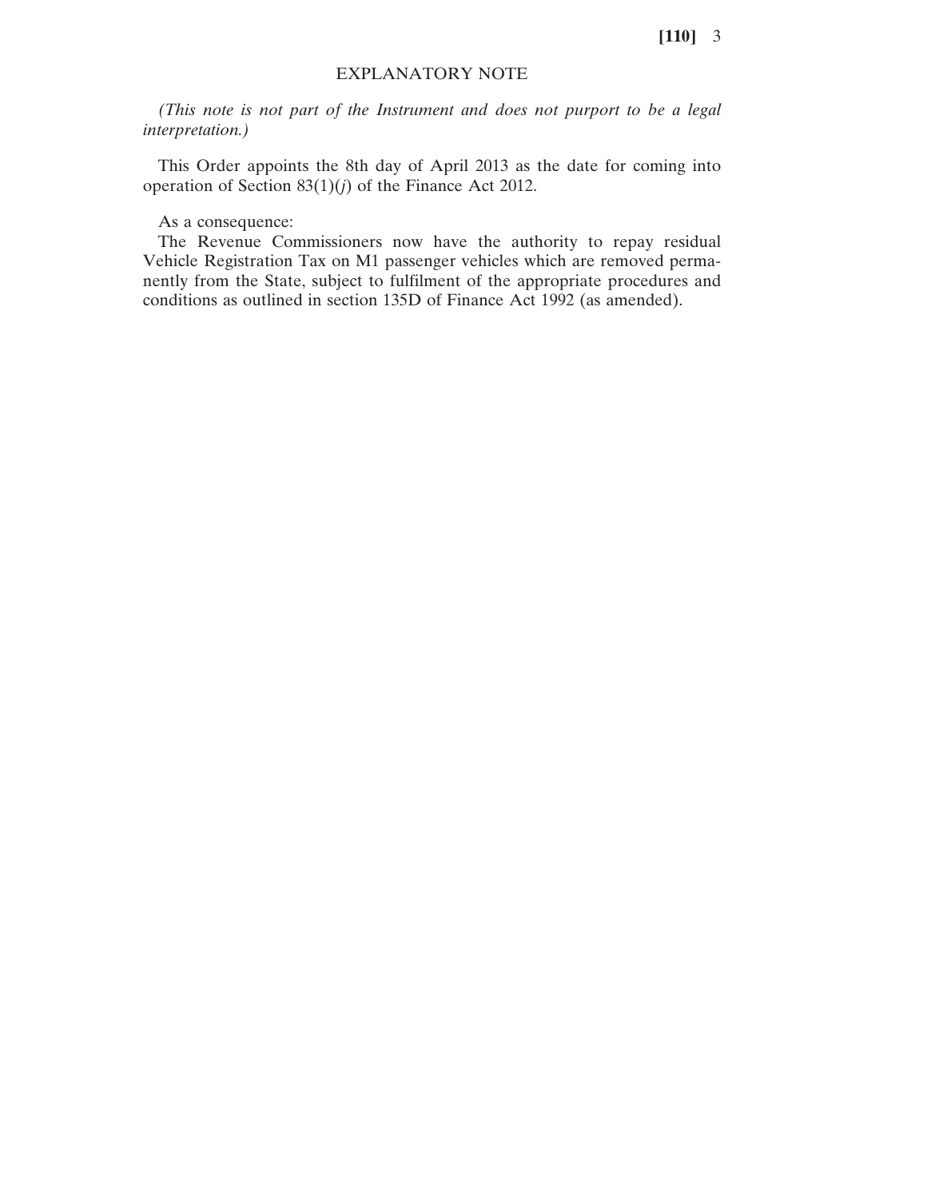## EXPLANATORY NOTE

*(This note is not part of the Instrument and does not purport to be a legal interpretation.)*

This Order appoints the 8th day of April 2013 as the date for coming into operation of Section 83(1)(*j*) of the Finance Act 2012.

As a consequence:

The Revenue Commissioners now have the authority to repay residual Vehicle Registration Tax on M1 passenger vehicles which are removed permanently from the State, subject to fulfilment of the appropriate procedures and conditions as outlined in section 135D of Finance Act 1992 (as amended).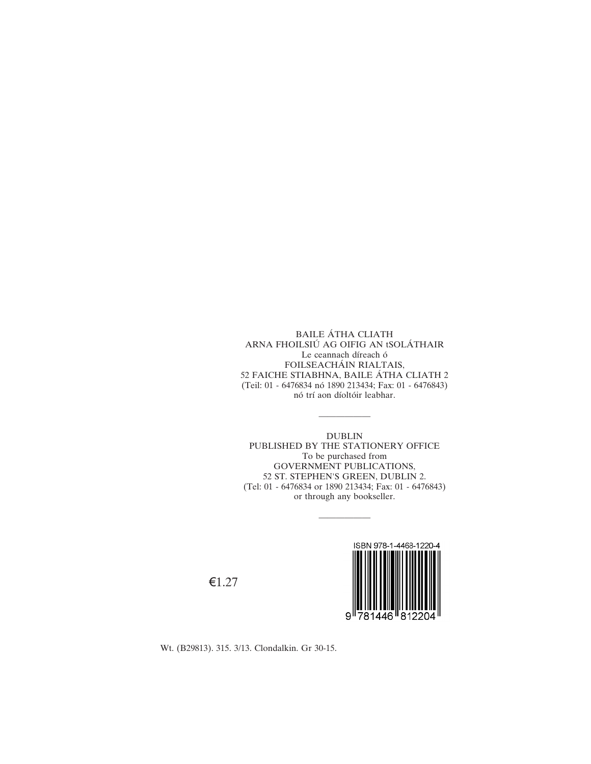BAILE ÁTHA CLIATH
ARNA FHOILSIÚ AG OIFIG AN tSOLÁTHAIR
Le ceannach díreach ó
FOILSEACHÁIN RIALTAIS,
52 FAICHE STIABHNA, BAILE ÁTHA CLIATH 2
(Teil: 01 - 6476834 nó 1890 213434; Fax: 01 - 6476843)
nó trí aon díoltóir leabhar.

---

DUBLIN
PUBLISHED BY THE STATIONERY OFFICE
To be purchased from
GOVERNMENT PUBLICATIONS,
52 ST. STEPHEN'S GREEN, DUBLIN 2.
(Tel: 01 - 6476834 or 1890 213434; Fax: 01 - 6476843)
or through any bookseller.

---

€1.27

ISBN 978-1-4468-1220-4

9 781446 812204

Wt. (B29813). 315. 3/13. Clondalkin. Gr 30-15.